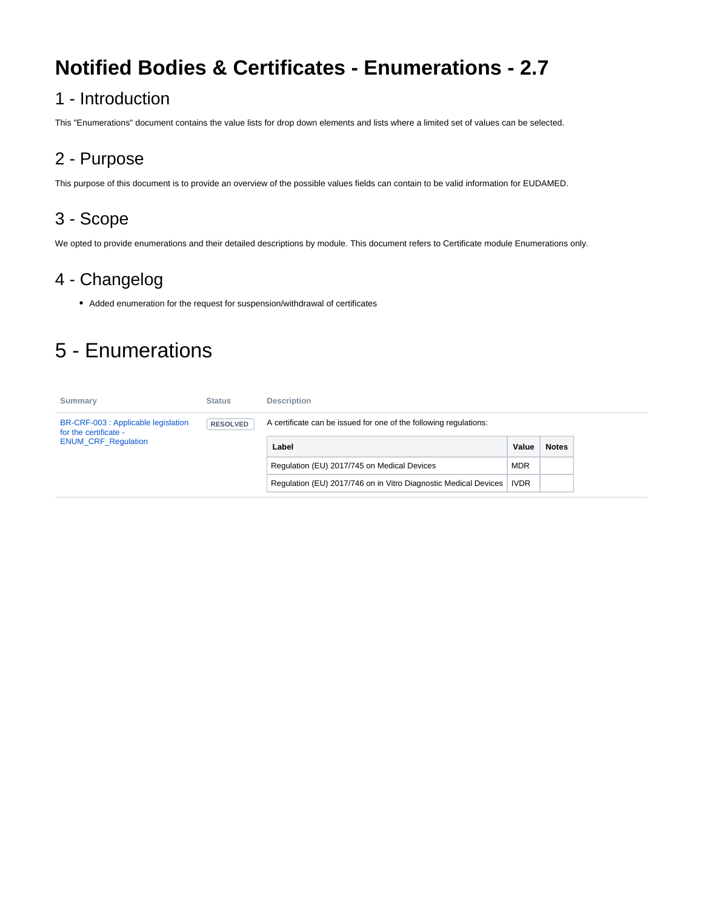# Notified Bodies & Certificates - Enumerations - 2.7

## 1 - Introduction

This "Enumerations" document contains the value lists for drop down elements and lists where a limited set of values can be selected.

## 2 - Purpose

This purpose of this document is to provide an overview of the possible values fields can contain to be valid information for EUDAMED.

## 3 - Scope

We opted to provide enumerations and their detailed descriptions by module. This document refers to Certificate module Enumerations only.

## 4 - Changelog

- Added enumeration for the request for suspension/withdrawal of certificates

# 5 - Enumerations

| Summary | Status | Description |
|---|---|---|
| BR-CRF-003 : Applicable legislation for the certificate - ENUM_CRF_Regulation | RESOLVED | A certificate can be issued for one of the following regulations: |

| Label | Value | Notes |
|---|---|---|
| Regulation (EU) 2017/745 on Medical Devices | MDR | |
| Regulation (EU) 2017/746 on in Vitro Diagnostic Medical Devices | IVDR | |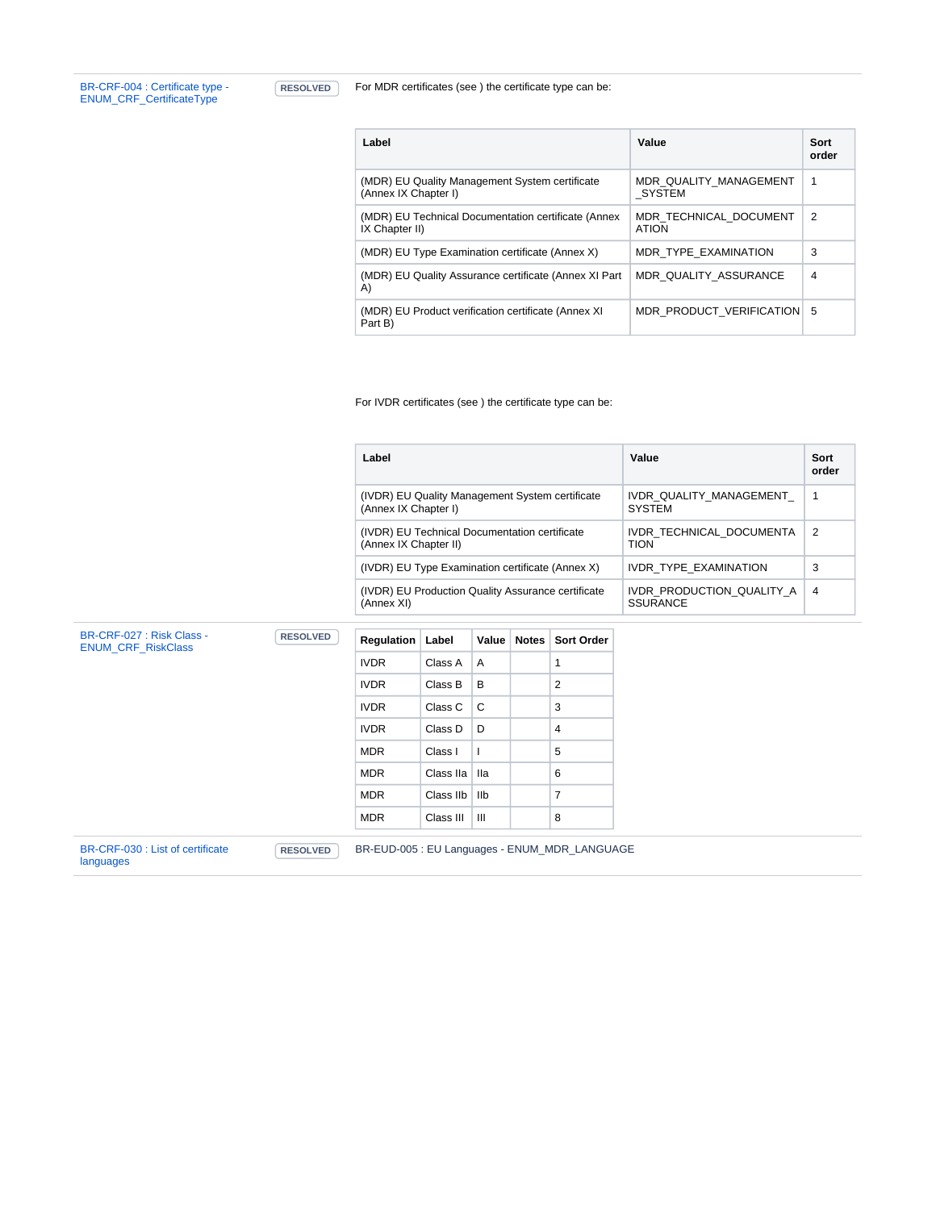| | | |
|---|---|---|
| BR-CRF-004 : Certificate type - ENUM_CRF_CertificateType | RESOLVED | For MDR certificates (see ) the certificate type can be: |

| Label | Value | Sort order |
|---|---|---|
| (MDR) EU Quality Management System certificate (Annex IX Chapter I) | MDR_QUALITY_MANAGEMENT_SYSTEM | 1 |
| (MDR) EU Technical Documentation certificate (Annex IX Chapter II) | MDR_TECHNICAL_DOCUMENTATION | 2 |
| (MDR) EU Type Examination certificate (Annex X) | MDR_TYPE_EXAMINATION | 3 |
| (MDR) EU Quality Assurance certificate (Annex XI Part A) | MDR_QUALITY_ASSURANCE | 4 |
| (MDR) EU Product verification certificate (Annex XI Part B) | MDR_PRODUCT_VERIFICATION | 5 |

For IVDR certificates (see ) the certificate type can be:

| Label | Value | Sort order |
|---|---|---|
| (IVDR) EU Quality Management System certificate (Annex IX Chapter I) | IVDR_QUALITY_MANAGEMENT_SYSTEM | 1 |
| (IVDR) EU Technical Documentation certificate (Annex IX Chapter II) | IVDR_TECHNICAL_DOCUMENTATION | 2 |
| (IVDR) EU Type Examination certificate (Annex X) | IVDR_TYPE_EXAMINATION | 3 |
| (IVDR) EU Production Quality Assurance certificate (Annex XI) | IVDR_PRODUCTION_QUALITY_ASSURANCE | 4 |

BR-CRF-027 : Risk Class - ENUM_CRF_RiskClass — RESOLVED

| Regulation | Label | Value | Notes | Sort Order |
|---|---|---|---|---|
| IVDR | Class A | A | | 1 |
| IVDR | Class B | B | | 2 |
| IVDR | Class C | C | | 3 |
| IVDR | Class D | D | | 4 |
| MDR | Class I | I | | 5 |
| MDR | Class IIa | IIa | | 6 |
| MDR | Class IIb | IIb | | 7 |
| MDR | Class III | III | | 8 |

BR-CRF-030 : List of certificate languages — RESOLVED — BR-EUD-005 : EU Languages - ENUM_MDR_LANGUAGE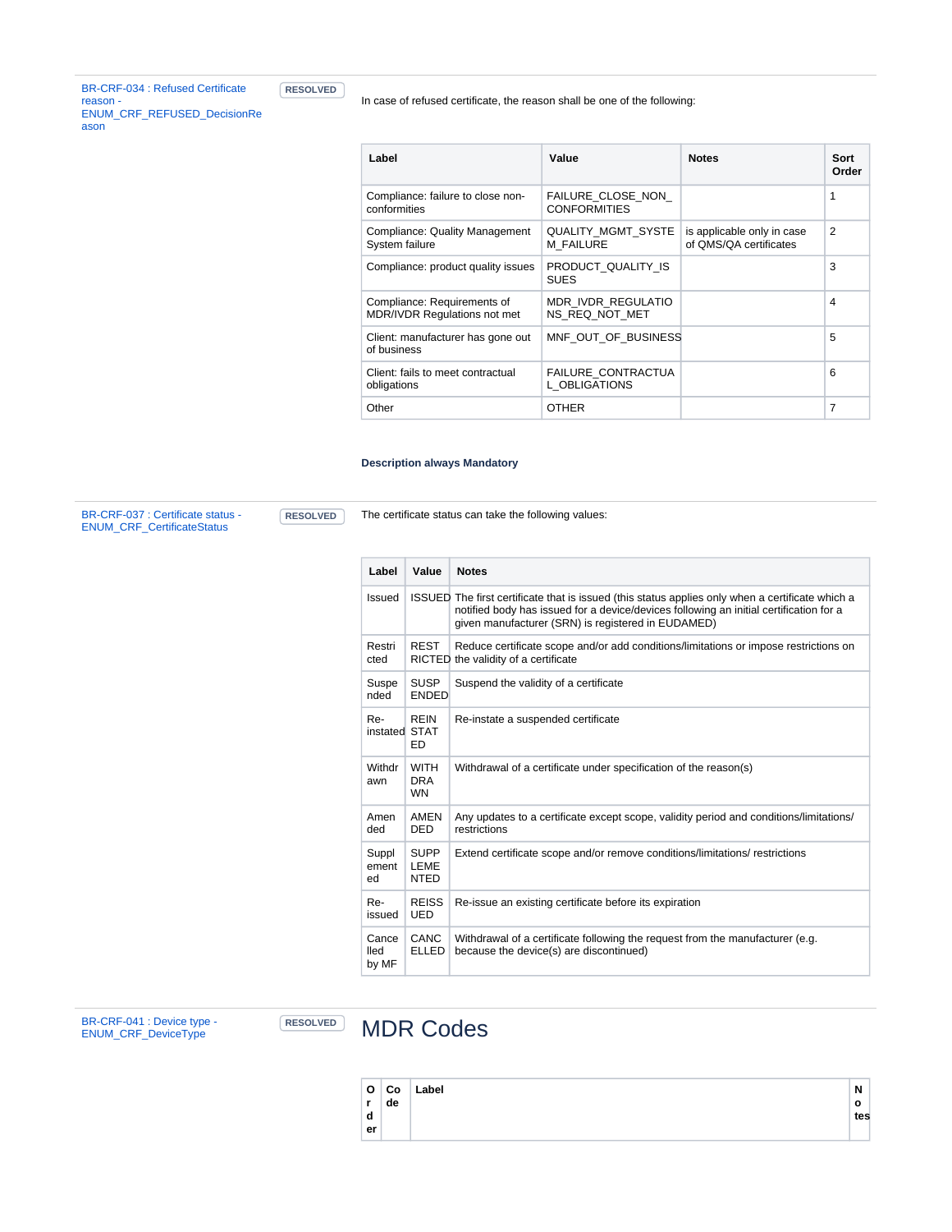BR-CRF-034 : Refused Certificate reason - ENUM_CRF_REFUSED_DecisionReason

RESOLVED

In case of refused certificate, the reason shall be one of the following:

| Label | Value | Notes | Sort Order |
|---|---|---|---|
| Compliance: failure to close non-conformities | FAILURE_CLOSE_NON_CONFORMITIES | | 1 |
| Compliance: Quality Management System failure | QUALITY_MGMT_SYSTEM_FAILURE | is applicable only in case of QMS/QA certificates | 2 |
| Compliance: product quality issues | PRODUCT_QUALITY_ISSUES | | 3 |
| Compliance: Requirements of MDR/IVDR Regulations not met | MDR_IVDR_REGULATIONS_REQ_NOT_MET | | 4 |
| Client: manufacturer has gone out of business | MNF_OUT_OF_BUSINESS | | 5 |
| Client: fails to meet contractual obligations | FAILURE_CONTRACTUAL_OBLIGATIONS | | 6 |
| Other | OTHER | | 7 |

**Description always Mandatory**

BR-CRF-037 : Certificate status - ENUM_CRF_CertificateStatus

RESOLVED

The certificate status can take the following values:

| Label | Value | Notes |
|---|---|---|
| Issued | ISSUED | The first certificate that is issued (this status applies only when a certificate which a notified body has issued for a device/devices following an initial certification for a given manufacturer (SRN) is registered in EUDAMED) |
| Restricted | RESTRICTED | Reduce certificate scope and/or add conditions/limitations or impose restrictions on the validity of a certificate |
| Suspended | SUSPENDED | Suspend the validity of a certificate |
| Re-instated | REINSTATED | Re-instate a suspended certificate |
| Withdrawn | WITHDRAWN | Withdrawal of a certificate under specification of the reason(s) |
| Amended | AMENDED | Any updates to a certificate except scope, validity period and conditions/limitations/restrictions |
| Supplemented | SUPPLEMENTED | Extend certificate scope and/or remove conditions/limitations/ restrictions |
| Re-issued | REISSUED | Re-issue an existing certificate before its expiration |
| Cancelled by MF | CANCELLED | Withdrawal of a certificate following the request from the manufacturer (e.g. because the device(s) are discontinued) |

BR-CRF-041 : Device type - ENUM_CRF_DeviceType

RESOLVED

# MDR Codes

| Order | Code | Label | Notes |
|---|---|---|---|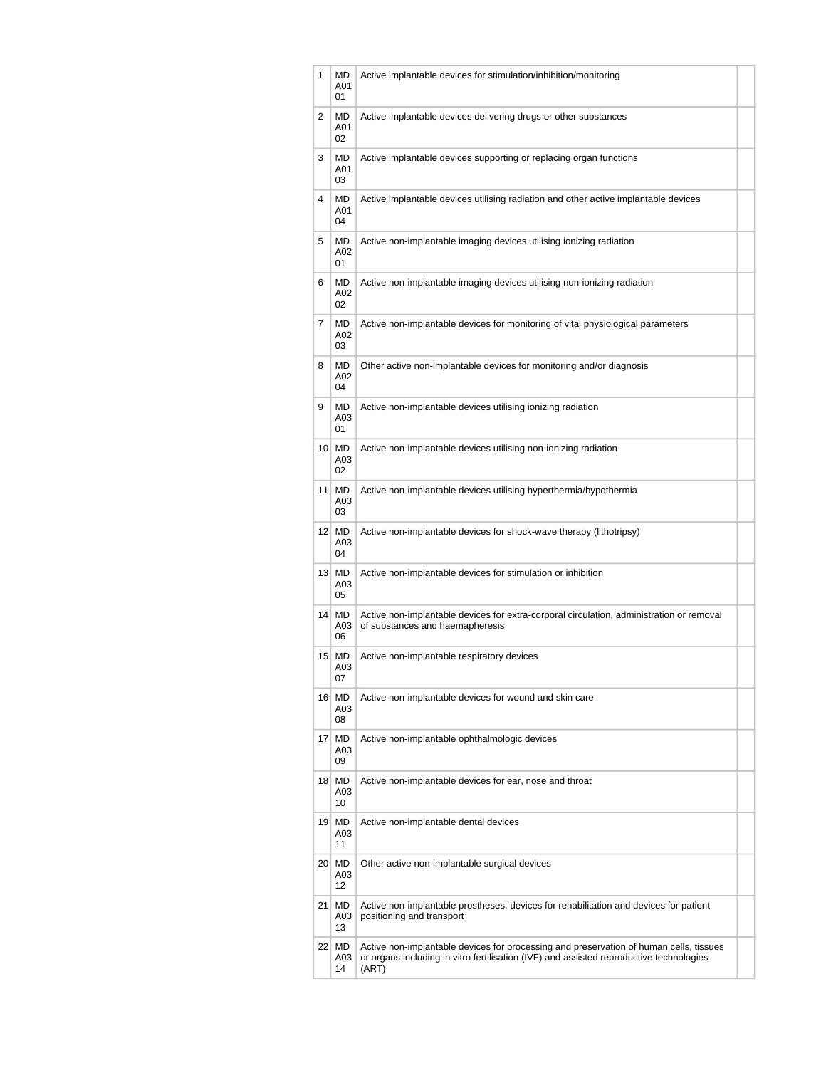| | | | |
|---|---|---|---|
| 1 | MDA0101 | Active implantable devices for stimulation/inhibition/monitoring | |
| 2 | MDA0102 | Active implantable devices delivering drugs or other substances | |
| 3 | MDA0103 | Active implantable devices supporting or replacing organ functions | |
| 4 | MDA0104 | Active implantable devices utilising radiation and other active implantable devices | |
| 5 | MDA0201 | Active non-implantable imaging devices utilising ionizing radiation | |
| 6 | MDA0202 | Active non-implantable imaging devices utilising non-ionizing radiation | |
| 7 | MDA0203 | Active non-implantable devices for monitoring of vital physiological parameters | |
| 8 | MDA0204 | Other active non-implantable devices for monitoring and/or diagnosis | |
| 9 | MDA0301 | Active non-implantable devices utilising ionizing radiation | |
| 10 | MDA0302 | Active non-implantable devices utilising non-ionizing radiation | |
| 11 | MDA0303 | Active non-implantable devices utilising hyperthermia/hypothermia | |
| 12 | MDA0304 | Active non-implantable devices for shock-wave therapy (lithotripsy) | |
| 13 | MDA0305 | Active non-implantable devices for stimulation or inhibition | |
| 14 | MDA0306 | Active non-implantable devices for extra-corporal circulation, administration or removal of substances and haemapheresis | |
| 15 | MDA0307 | Active non-implantable respiratory devices | |
| 16 | MDA0308 | Active non-implantable devices for wound and skin care | |
| 17 | MDA0309 | Active non-implantable ophthalmologic devices | |
| 18 | MDA0310 | Active non-implantable devices for ear, nose and throat | |
| 19 | MDA0311 | Active non-implantable dental devices | |
| 20 | MDA0312 | Other active non-implantable surgical devices | |
| 21 | MDA0313 | Active non-implantable prostheses, devices for rehabilitation and devices for patient positioning and transport | |
| 22 | MDA0314 | Active non-implantable devices for processing and preservation of human cells, tissues or organs including in vitro fertilisation (IVF) and assisted reproductive technologies (ART) | |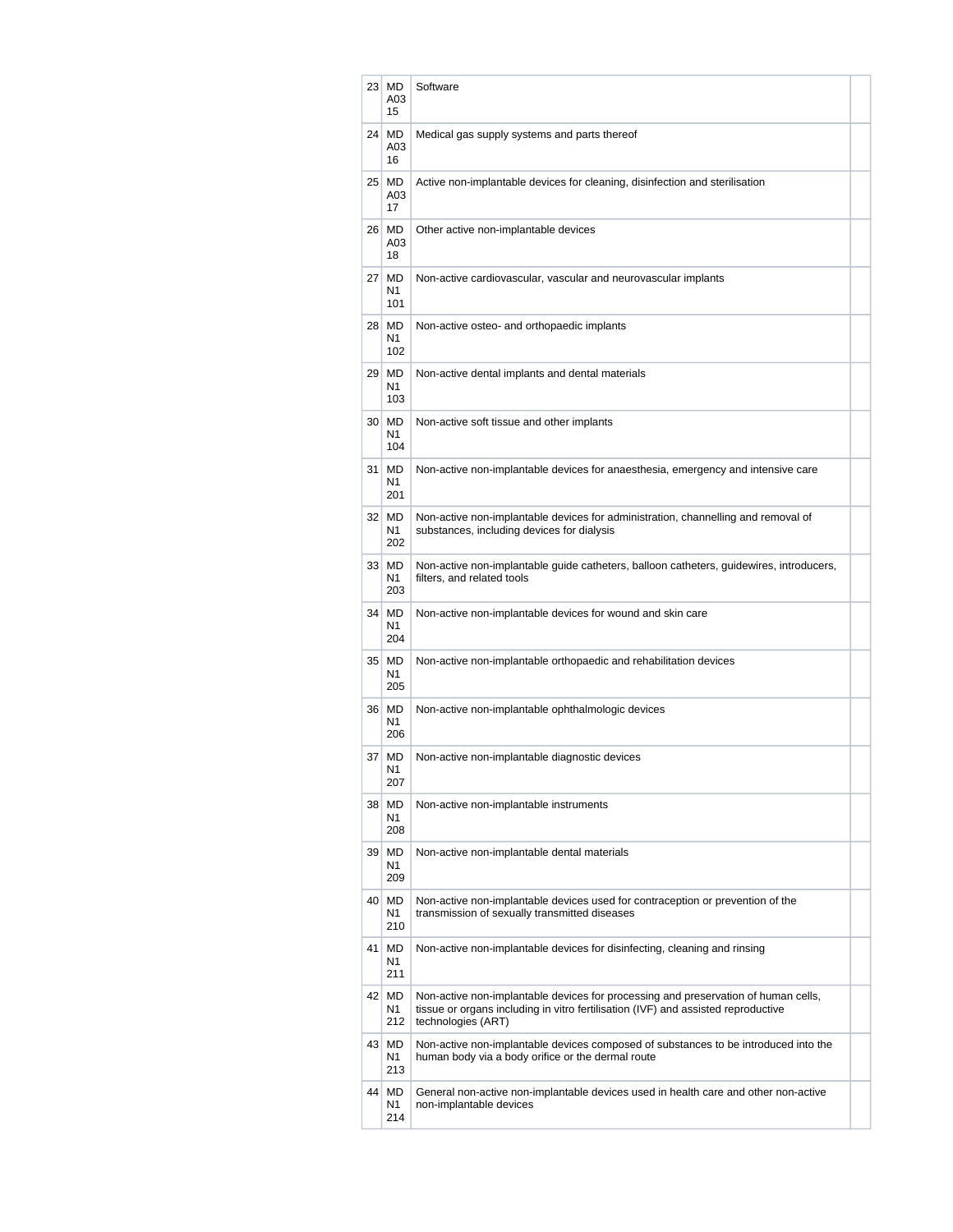| | | | |
|---|---|---|---|
| 23 | MD A03 15 | Software | |
| 24 | MD A03 16 | Medical gas supply systems and parts thereof | |
| 25 | MD A03 17 | Active non-implantable devices for cleaning, disinfection and sterilisation | |
| 26 | MD A03 18 | Other active non-implantable devices | |
| 27 | MD N1 101 | Non-active cardiovascular, vascular and neurovascular implants | |
| 28 | MD N1 102 | Non-active osteo- and orthopaedic implants | |
| 29 | MD N1 103 | Non-active dental implants and dental materials | |
| 30 | MD N1 104 | Non-active soft tissue and other implants | |
| 31 | MD N1 201 | Non-active non-implantable devices for anaesthesia, emergency and intensive care | |
| 32 | MD N1 202 | Non-active non-implantable devices for administration, channelling and removal of substances, including devices for dialysis | |
| 33 | MD N1 203 | Non-active non-implantable guide catheters, balloon catheters, guidewires, introducers, filters, and related tools | |
| 34 | MD N1 204 | Non-active non-implantable devices for wound and skin care | |
| 35 | MD N1 205 | Non-active non-implantable orthopaedic and rehabilitation devices | |
| 36 | MD N1 206 | Non-active non-implantable ophthalmologic devices | |
| 37 | MD N1 207 | Non-active non-implantable diagnostic devices | |
| 38 | MD N1 208 | Non-active non-implantable instruments | |
| 39 | MD N1 209 | Non-active non-implantable dental materials | |
| 40 | MD N1 210 | Non-active non-implantable devices used for contraception or prevention of the transmission of sexually transmitted diseases | |
| 41 | MD N1 211 | Non-active non-implantable devices for disinfecting, cleaning and rinsing | |
| 42 | MD N1 212 | Non-active non-implantable devices for processing and preservation of human cells, tissue or organs including in vitro fertilisation (IVF) and assisted reproductive technologies (ART) | |
| 43 | MD N1 213 | Non-active non-implantable devices composed of substances to be introduced into the human body via a body orifice or the dermal route | |
| 44 | MD N1 214 | General non-active non-implantable devices used in health care and other non-active non-implantable devices | |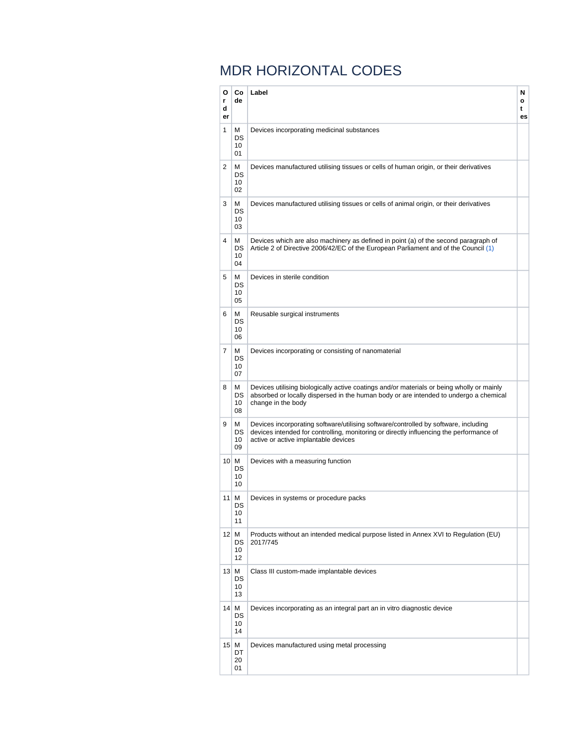# MDR HORIZONTAL CODES

| Order | Code | Label | Notes |
| --- | --- | --- | --- |
| 1 | MDS1001 | Devices incorporating medicinal substances | |
| 2 | MDS1002 | Devices manufactured utilising tissues or cells of human origin, or their derivatives | |
| 3 | MDS1003 | Devices manufactured utilising tissues or cells of animal origin, or their derivatives | |
| 4 | MDS1004 | Devices which are also machinery as defined in point (a) of the second paragraph of Article 2 of Directive 2006/42/EC of the European Parliament and of the Council (1) | |
| 5 | MDS1005 | Devices in sterile condition | |
| 6 | MDS1006 | Reusable surgical instruments | |
| 7 | MDS1007 | Devices incorporating or consisting of nanomaterial | |
| 8 | MDS1008 | Devices utilising biologically active coatings and/or materials or being wholly or mainly absorbed or locally dispersed in the human body or are intended to undergo a chemical change in the body | |
| 9 | MDS1009 | Devices incorporating software/utilising software/controlled by software, including devices intended for controlling, monitoring or directly influencing the performance of active or active implantable devices | |
| 10 | MDS1010 | Devices with a measuring function | |
| 11 | MDS1011 | Devices in systems or procedure packs | |
| 12 | MDS1012 | Products without an intended medical purpose listed in Annex XVI to Regulation (EU) 2017/745 | |
| 13 | MDS1013 | Class III custom-made implantable devices | |
| 14 | MDS1014 | Devices incorporating as an integral part an in vitro diagnostic device | |
| 15 | MDT2001 | Devices manufactured using metal processing | |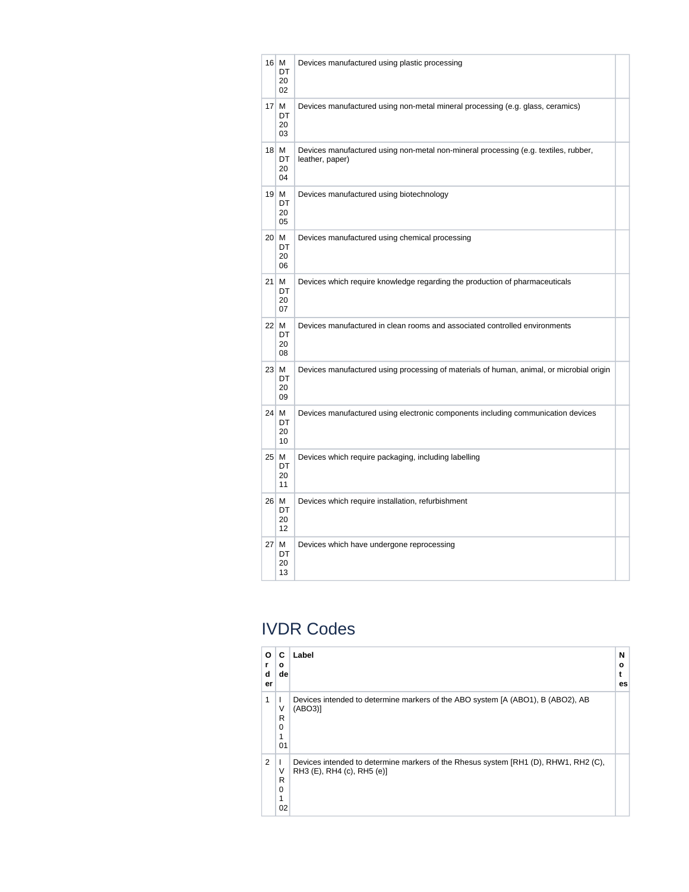| | | | |
|---|---|---|---|
| 16 | MDT2002 | Devices manufactured using plastic processing | |
| 17 | MDT2003 | Devices manufactured using non-metal mineral processing (e.g. glass, ceramics) | |
| 18 | MDT2004 | Devices manufactured using non-metal non-mineral processing (e.g. textiles, rubber, leather, paper) | |
| 19 | MDT2005 | Devices manufactured using biotechnology | |
| 20 | MDT2006 | Devices manufactured using chemical processing | |
| 21 | MDT2007 | Devices which require knowledge regarding the production of pharmaceuticals | |
| 22 | MDT2008 | Devices manufactured in clean rooms and associated controlled environments | |
| 23 | MDT2009 | Devices manufactured using processing of materials of human, animal, or microbial origin | |
| 24 | MDT2010 | Devices manufactured using electronic components including communication devices | |
| 25 | MDT2011 | Devices which require packaging, including labelling | |
| 26 | MDT2012 | Devices which require installation, refurbishment | |
| 27 | MDT2013 | Devices which have undergone reprocessing | |

## IVDR Codes

| Order | Code | Label | Notes |
|---|---|---|---|
| 1 | IVR0101 | Devices intended to determine markers of the ABO system [A (ABO1), B (ABO2), AB (ABO3)] | |
| 2 | IVR0102 | Devices intended to determine markers of the Rhesus system [RH1 (D), RHW1, RH2 (C), RH3 (E), RH4 (c), RH5 (e)] | |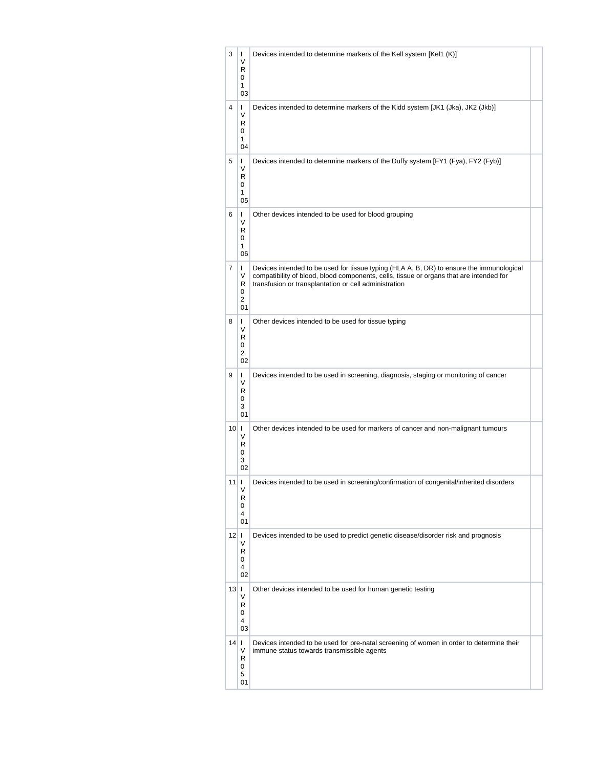| 3 | IVR0103 | Devices intended to determine markers of the Kell system [Kel1 (K)] | |
|---|---|---|---|
| 4 | IVR0104 | Devices intended to determine markers of the Kidd system [JK1 (Jka), JK2 (Jkb)] | |
| 5 | IVR0105 | Devices intended to determine markers of the Duffy system [FY1 (Fya), FY2 (Fyb)] | |
| 6 | IVR0106 | Other devices intended to be used for blood grouping | |
| 7 | IVR0201 | Devices intended to be used for tissue typing (HLA A, B, DR) to ensure the immunological compatibility of blood, blood components, cells, tissue or organs that are intended for transfusion or transplantation or cell administration | |
| 8 | IVR0202 | Other devices intended to be used for tissue typing | |
| 9 | IVR0301 | Devices intended to be used in screening, diagnosis, staging or monitoring of cancer | |
| 10 | IVR0302 | Other devices intended to be used for markers of cancer and non-malignant tumours | |
| 11 | IVR0401 | Devices intended to be used in screening/confirmation of congenital/inherited disorders | |
| 12 | IVR0402 | Devices intended to be used to predict genetic disease/disorder risk and prognosis | |
| 13 | IVR0403 | Other devices intended to be used for human genetic testing | |
| 14 | IVR0501 | Devices intended to be used for pre-natal screening of women in order to determine their immune status towards transmissible agents | |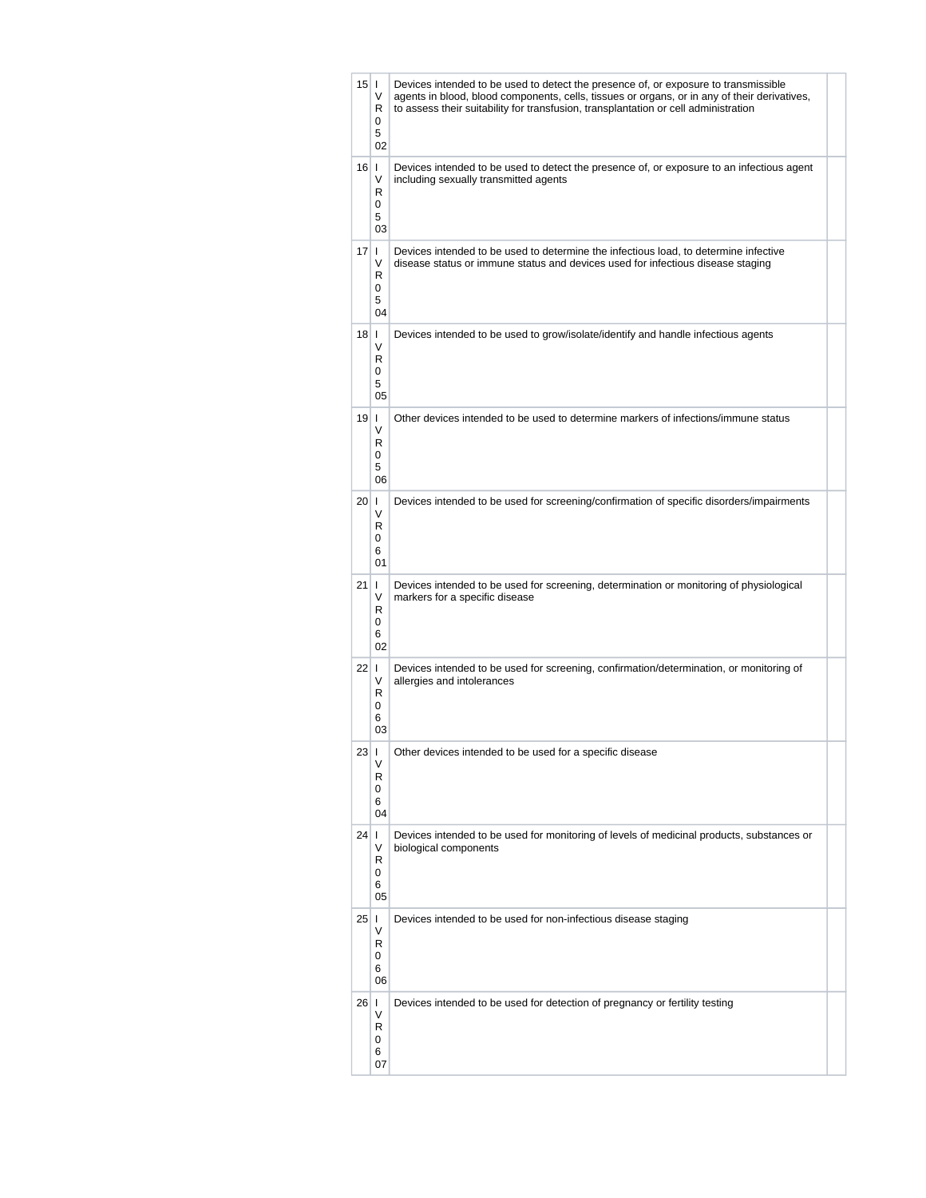| | | | |
|---|---|---|---|
| 15 | IVR0502 | Devices intended to be used to detect the presence of, or exposure to transmissible agents in blood, blood components, cells, tissues or organs, or in any of their derivatives, to assess their suitability for transfusion, transplantation or cell administration | |
| 16 | IVR0503 | Devices intended to be used to detect the presence of, or exposure to an infectious agent including sexually transmitted agents | |
| 17 | IVR0504 | Devices intended to be used to determine the infectious load, to determine infective disease status or immune status and devices used for infectious disease staging | |
| 18 | IVR0505 | Devices intended to be used to grow/isolate/identify and handle infectious agents | |
| 19 | IVR0506 | Other devices intended to be used to determine markers of infections/immune status | |
| 20 | IVR0601 | Devices intended to be used for screening/confirmation of specific disorders/impairments | |
| 21 | IVR0602 | Devices intended to be used for screening, determination or monitoring of physiological markers for a specific disease | |
| 22 | IVR0603 | Devices intended to be used for screening, confirmation/determination, or monitoring of allergies and intolerances | |
| 23 | IVR0604 | Other devices intended to be used for a specific disease | |
| 24 | IVR0605 | Devices intended to be used for monitoring of levels of medicinal products, substances or biological components | |
| 25 | IVR0606 | Devices intended to be used for non-infectious disease staging | |
| 26 | IVR0607 | Devices intended to be used for detection of pregnancy or fertility testing | |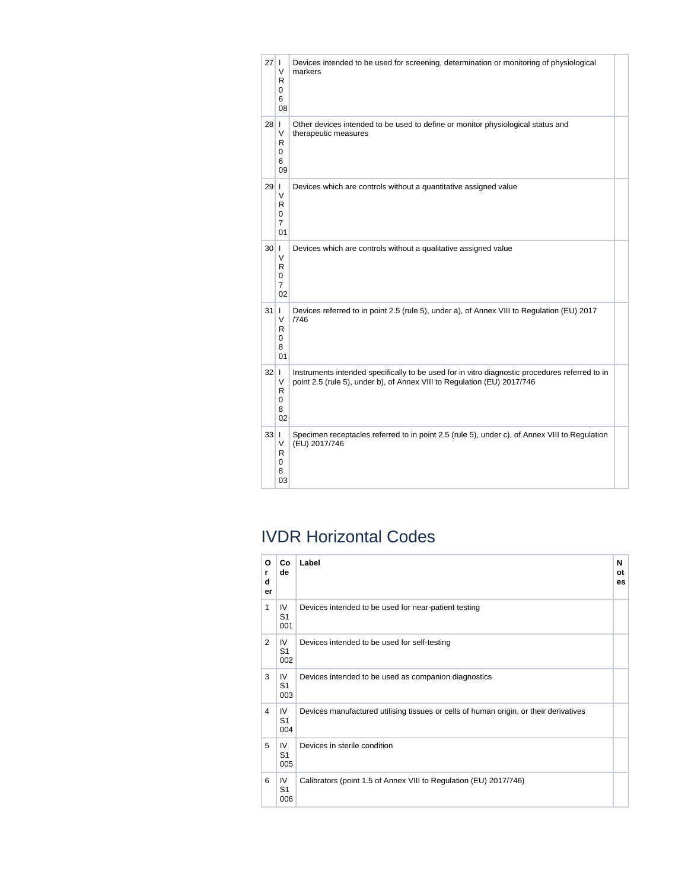| | | | |
|---|---|---|---|
| 27 | IVR0608 | Devices intended to be used for screening, determination or monitoring of physiological markers | |
| 28 | IVR0609 | Other devices intended to be used to define or monitor physiological status and therapeutic measures | |
| 29 | IVR0701 | Devices which are controls without a quantitative assigned value | |
| 30 | IVR0702 | Devices which are controls without a qualitative assigned value | |
| 31 | IVR0801 | Devices referred to in point 2.5 (rule 5), under a), of Annex VIII to Regulation (EU) 2017/746 | |
| 32 | IVR0802 | Instruments intended specifically to be used for in vitro diagnostic procedures referred to in point 2.5 (rule 5), under b), of Annex VIII to Regulation (EU) 2017/746 | |
| 33 | IVR0803 | Specimen receptacles referred to in point 2.5 (rule 5), under c), of Annex VIII to Regulation (EU) 2017/746 | |

# IVDR Horizontal Codes

| Order | Code | Label | Notes |
|---|---|---|---|
| 1 | IVS1001 | Devices intended to be used for near-patient testing | |
| 2 | IVS1002 | Devices intended to be used for self-testing | |
| 3 | IVS1003 | Devices intended to be used as companion diagnostics | |
| 4 | IVS1004 | Devices manufactured utilising tissues or cells of human origin, or their derivatives | |
| 5 | IVS1005 | Devices in sterile condition | |
| 6 | IVS1006 | Calibrators (point 1.5 of Annex VIII to Regulation (EU) 2017/746) | |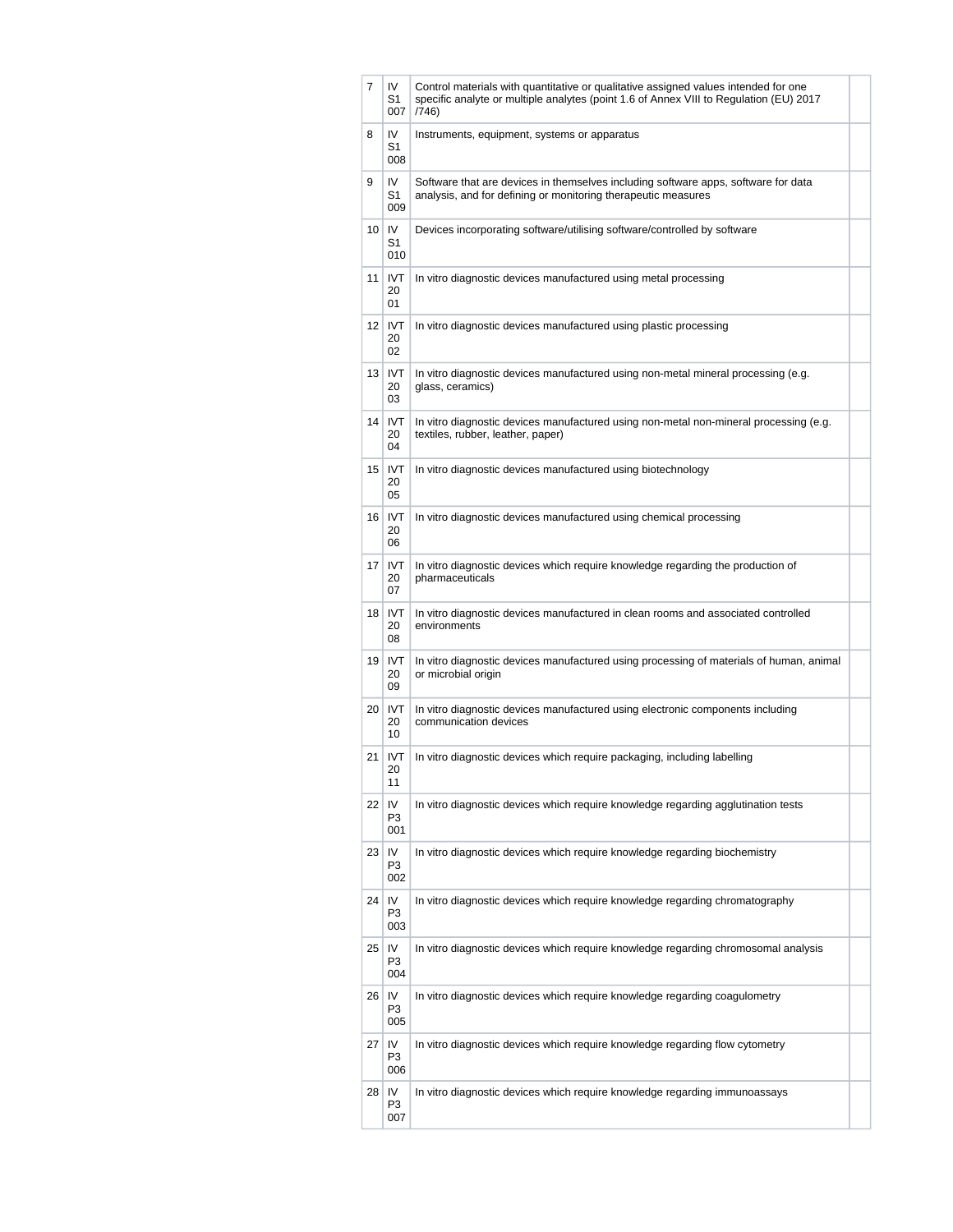| | | | |
|---|---|---|---|
| 7 | IV S1 007 | Control materials with quantitative or qualitative assigned values intended for one specific analyte or multiple analytes (point 1.6 of Annex VIII to Regulation (EU) 2017 /746) | |
| 8 | IV S1 008 | Instruments, equipment, systems or apparatus | |
| 9 | IV S1 009 | Software that are devices in themselves including software apps, software for data analysis, and for defining or monitoring therapeutic measures | |
| 10 | IV S1 010 | Devices incorporating software/utilising software/controlled by software | |
| 11 | IVT 20 01 | In vitro diagnostic devices manufactured using metal processing | |
| 12 | IVT 20 02 | In vitro diagnostic devices manufactured using plastic processing | |
| 13 | IVT 20 03 | In vitro diagnostic devices manufactured using non-metal mineral processing (e.g. glass, ceramics) | |
| 14 | IVT 20 04 | In vitro diagnostic devices manufactured using non-metal non-mineral processing (e.g. textiles, rubber, leather, paper) | |
| 15 | IVT 20 05 | In vitro diagnostic devices manufactured using biotechnology | |
| 16 | IVT 20 06 | In vitro diagnostic devices manufactured using chemical processing | |
| 17 | IVT 20 07 | In vitro diagnostic devices which require knowledge regarding the production of pharmaceuticals | |
| 18 | IVT 20 08 | In vitro diagnostic devices manufactured in clean rooms and associated controlled environments | |
| 19 | IVT 20 09 | In vitro diagnostic devices manufactured using processing of materials of human, animal or microbial origin | |
| 20 | IVT 20 10 | In vitro diagnostic devices manufactured using electronic components including communication devices | |
| 21 | IVT 20 11 | In vitro diagnostic devices which require packaging, including labelling | |
| 22 | IV P3 001 | In vitro diagnostic devices which require knowledge regarding agglutination tests | |
| 23 | IV P3 002 | In vitro diagnostic devices which require knowledge regarding biochemistry | |
| 24 | IV P3 003 | In vitro diagnostic devices which require knowledge regarding chromatography | |
| 25 | IV P3 004 | In vitro diagnostic devices which require knowledge regarding chromosomal analysis | |
| 26 | IV P3 005 | In vitro diagnostic devices which require knowledge regarding coagulometry | |
| 27 | IV P3 006 | In vitro diagnostic devices which require knowledge regarding flow cytometry | |
| 28 | IV P3 007 | In vitro diagnostic devices which require knowledge regarding immunoassays | |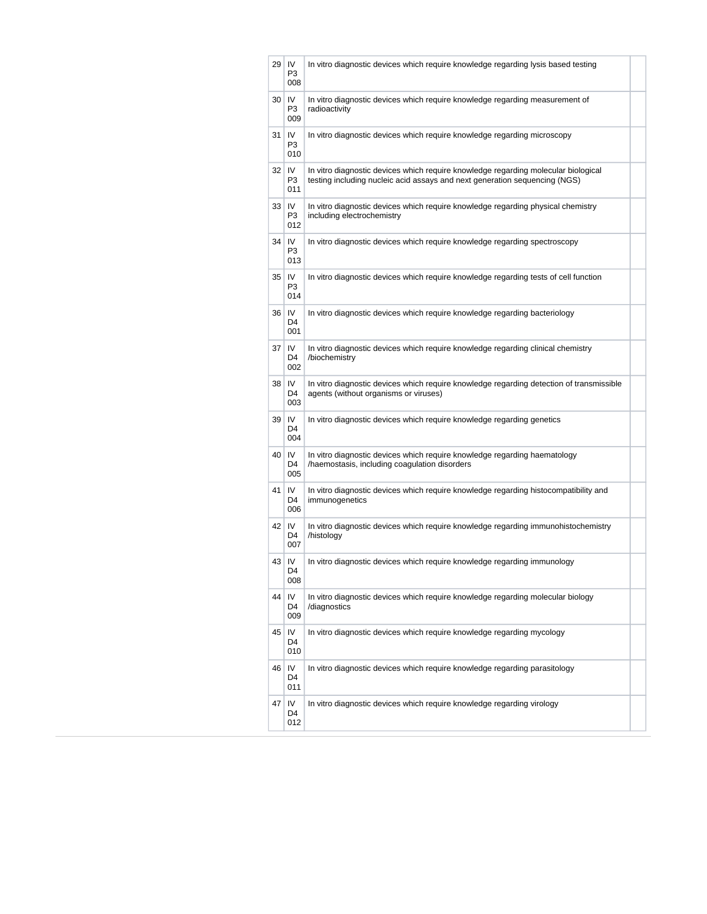| | | | |
|---|---|---|---|
| 29 | IV P3 008 | In vitro diagnostic devices which require knowledge regarding lysis based testing | |
| 30 | IV P3 009 | In vitro diagnostic devices which require knowledge regarding measurement of radioactivity | |
| 31 | IV P3 010 | In vitro diagnostic devices which require knowledge regarding microscopy | |
| 32 | IV P3 011 | In vitro diagnostic devices which require knowledge regarding molecular biological testing including nucleic acid assays and next generation sequencing (NGS) | |
| 33 | IV P3 012 | In vitro diagnostic devices which require knowledge regarding physical chemistry including electrochemistry | |
| 34 | IV P3 013 | In vitro diagnostic devices which require knowledge regarding spectroscopy | |
| 35 | IV P3 014 | In vitro diagnostic devices which require knowledge regarding tests of cell function | |
| 36 | IV D4 001 | In vitro diagnostic devices which require knowledge regarding bacteriology | |
| 37 | IV D4 002 | In vitro diagnostic devices which require knowledge regarding clinical chemistry /biochemistry | |
| 38 | IV D4 003 | In vitro diagnostic devices which require knowledge regarding detection of transmissible agents (without organisms or viruses) | |
| 39 | IV D4 004 | In vitro diagnostic devices which require knowledge regarding genetics | |
| 40 | IV D4 005 | In vitro diagnostic devices which require knowledge regarding haematology /haemostasis, including coagulation disorders | |
| 41 | IV D4 006 | In vitro diagnostic devices which require knowledge regarding histocompatibility and immunogenetics | |
| 42 | IV D4 007 | In vitro diagnostic devices which require knowledge regarding immunohistochemistry /histology | |
| 43 | IV D4 008 | In vitro diagnostic devices which require knowledge regarding immunology | |
| 44 | IV D4 009 | In vitro diagnostic devices which require knowledge regarding molecular biology /diagnostics | |
| 45 | IV D4 010 | In vitro diagnostic devices which require knowledge regarding mycology | |
| 46 | IV D4 011 | In vitro diagnostic devices which require knowledge regarding parasitology | |
| 47 | IV D4 012 | In vitro diagnostic devices which require knowledge regarding virology | |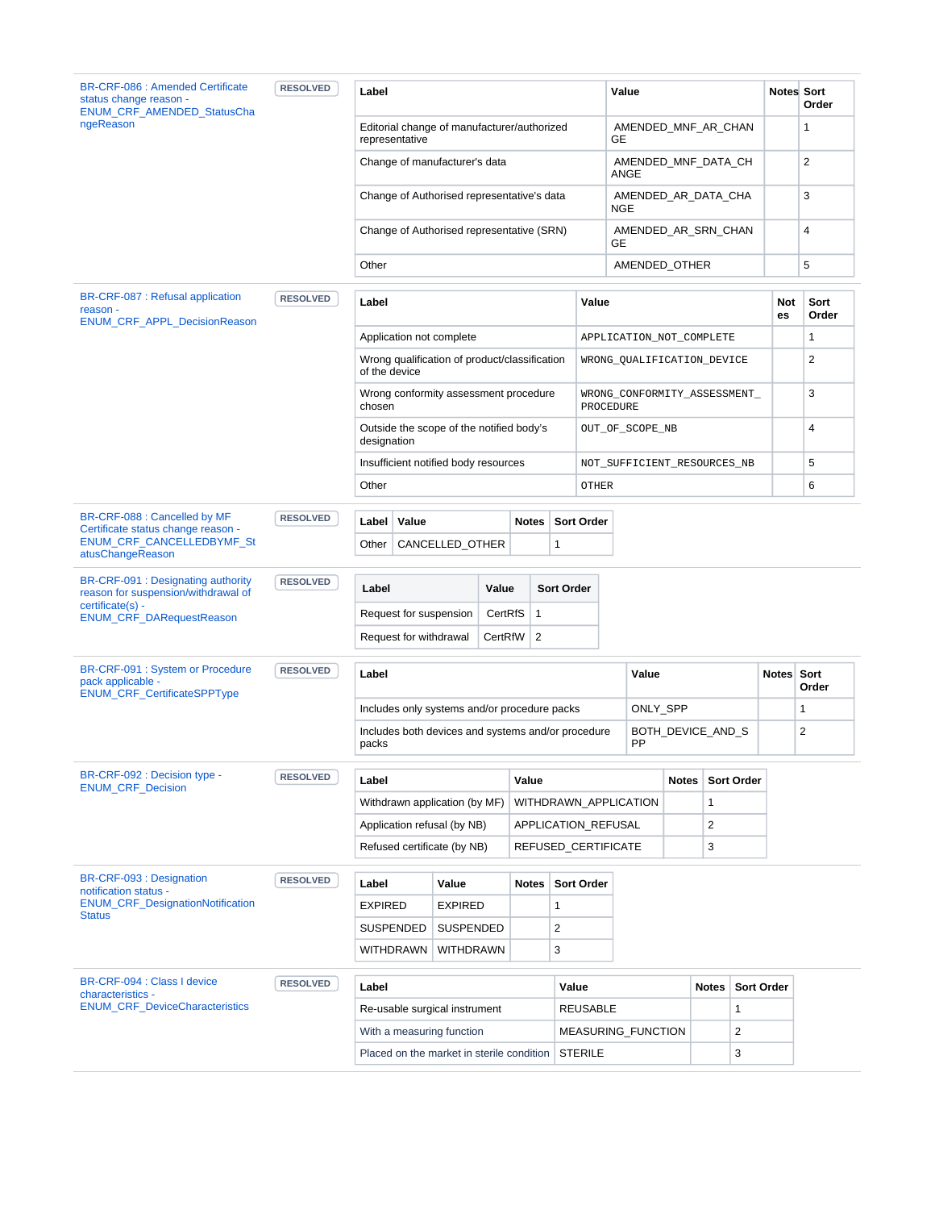BR-CRF-086 : Amended Certificate status change reason - ENUM_CRF_AMENDED_StatusChangeReason

RESOLVED

| Label | Value | Notes | Sort Order |
|---|---|---|---|
| Editorial change of manufacturer/authorized representative | AMENDED_MNF_AR_CHANGE | | 1 |
| Change of manufacturer's data | AMENDED_MNF_DATA_CHANGE | | 2 |
| Change of Authorised representative's data | AMENDED_AR_DATA_CHANGE | | 3 |
| Change of Authorised representative (SRN) | AMENDED_AR_SRN_CHANGE | | 4 |
| Other | AMENDED_OTHER | | 5 |

BR-CRF-087 : Refusal application reason - ENUM_CRF_APPL_DecisionReason

RESOLVED

| Label | Value | Notes | Sort Order |
|---|---|---|---|
| Application not complete | APPLICATION_NOT_COMPLETE | | 1 |
| Wrong qualification of product/classification of the device | WRONG_QUALIFICATION_DEVICE | | 2 |
| Wrong conformity assessment procedure chosen | WRONG_CONFORMITY_ASSESSMENT_PROCEDURE | | 3 |
| Outside the scope of the notified body's designation | OUT_OF_SCOPE_NB | | 4 |
| Insufficient notified body resources | NOT_SUFFICIENT_RESOURCES_NB | | 5 |
| Other | OTHER | | 6 |

BR-CRF-088 : Cancelled by MF Certificate status change reason - ENUM_CRF_CANCELLEDBYMF_StatusChangeReason

RESOLVED

| Label | Value | Notes | Sort Order |
|---|---|---|---|
| Other | CANCELLED_OTHER | | 1 |

BR-CRF-091 : Designating authority reason for suspension/withdrawal of certificate(s) - ENUM_CRF_DARequestReason

RESOLVED

| Label | Value | Sort Order |
|---|---|---|
| Request for suspension | CertRfS | 1 |
| Request for withdrawal | CertRfW | 2 |

BR-CRF-091 : System or Procedure pack applicable - ENUM_CRF_CertificateSPPType

RESOLVED

| Label | Value | Notes | Sort Order |
|---|---|---|---|
| Includes only systems and/or procedure packs | ONLY_SPP | | 1 |
| Includes both devices and systems and/or procedure packs | BOTH_DEVICE_AND_SPP | | 2 |

BR-CRF-092 : Decision type - ENUM_CRF_Decision

RESOLVED

| Label | Value | Notes | Sort Order |
|---|---|---|---|
| Withdrawn application (by MF) | WITHDRAWN_APPLICATION | | 1 |
| Application refusal (by NB) | APPLICATION_REFUSAL | | 2 |
| Refused certificate (by NB) | REFUSED_CERTIFICATE | | 3 |

BR-CRF-093 : Designation notification status - ENUM_CRF_DesignationNotificationStatus

RESOLVED

| Label | Value | Notes | Sort Order |
|---|---|---|---|
| EXPIRED | EXPIRED | | 1 |
| SUSPENDED | SUSPENDED | | 2 |
| WITHDRAWN | WITHDRAWN | | 3 |

BR-CRF-094 : Class I device characteristics - ENUM_CRF_DeviceCharacteristics

RESOLVED

| Label | Value | Notes | Sort Order |
|---|---|---|---|
| Re-usable surgical instrument | REUSABLE | | 1 |
| With a measuring function | MEASURING_FUNCTION | | 2 |
| Placed on the market in sterile condition | STERILE | | 3 |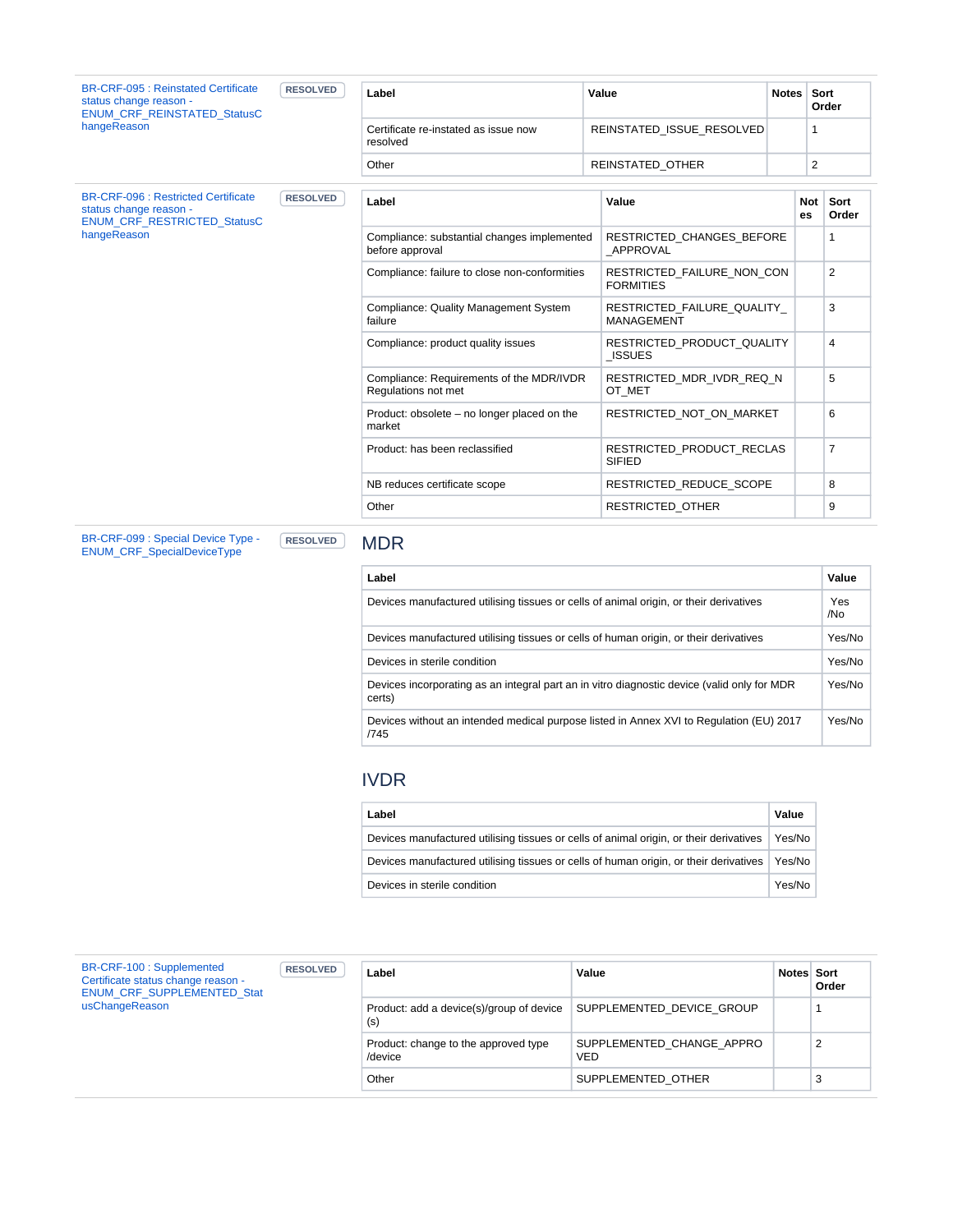BR-CRF-095 : Reinstated Certificate status change reason - ENUM_CRF_REINSTATED_StatusChangeReason

RESOLVED

| Label | Value | Notes | Sort Order |
|---|---|---|---|
| Certificate re-instated as issue now resolved | REINSTATED_ISSUE_RESOLVED | | 1 |
| Other | REINSTATED_OTHER | | 2 |

BR-CRF-096 : Restricted Certificate status change reason - ENUM_CRF_RESTRICTED_StatusChangeReason

RESOLVED

| Label | Value | Notes | Sort Order |
|---|---|---|---|
| Compliance: substantial changes implemented before approval | RESTRICTED_CHANGES_BEFORE_APPROVAL | | 1 |
| Compliance: failure to close non-conformities | RESTRICTED_FAILURE_NON_CONFORMITIES | | 2 |
| Compliance: Quality Management System failure | RESTRICTED_FAILURE_QUALITY_MANAGEMENT | | 3 |
| Compliance: product quality issues | RESTRICTED_PRODUCT_QUALITY_ISSUES | | 4 |
| Compliance: Requirements of the MDR/IVDR Regulations not met | RESTRICTED_MDR_IVDR_REQ_NOT_MET | | 5 |
| Product: obsolete – no longer placed on the market | RESTRICTED_NOT_ON_MARKET | | 6 |
| Product: has been reclassified | RESTRICTED_PRODUCT_RECLASSIFIED | | 7 |
| NB reduces certificate scope | RESTRICTED_REDUCE_SCOPE | | 8 |
| Other | RESTRICTED_OTHER | | 9 |

BR-CRF-099 : Special Device Type - ENUM_CRF_SpecialDeviceType

RESOLVED

## MDR

| Label | Value |
|---|---|
| Devices manufactured utilising tissues or cells of animal origin, or their derivatives | Yes/No |
| Devices manufactured utilising tissues or cells of human origin, or their derivatives | Yes/No |
| Devices in sterile condition | Yes/No |
| Devices incorporating as an integral part an in vitro diagnostic device (valid only for MDR certs) | Yes/No |
| Devices without an intended medical purpose listed in Annex XVI to Regulation (EU) 2017/745 | Yes/No |

## IVDR

| Label | Value |
|---|---|
| Devices manufactured utilising tissues or cells of animal origin, or their derivatives | Yes/No |
| Devices manufactured utilising tissues or cells of human origin, or their derivatives | Yes/No |
| Devices in sterile condition | Yes/No |

BR-CRF-100 : Supplemented Certificate status change reason - ENUM_CRF_SUPPLEMENTED_StatusChangeReason

RESOLVED

| Label | Value | Notes | Sort Order |
|---|---|---|---|
| Product: add a device(s)/group of device(s) | SUPPLEMENTED_DEVICE_GROUP | | 1 |
| Product: change to the approved type/device | SUPPLEMENTED_CHANGE_APPROVED | | 2 |
| Other | SUPPLEMENTED_OTHER | | 3 |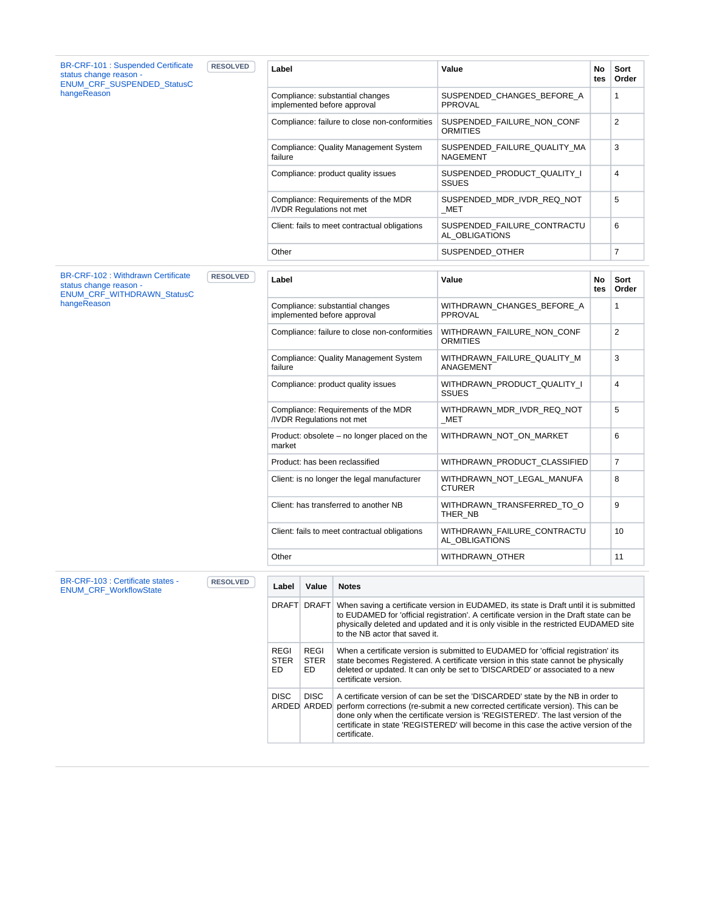BR-CRF-101 : Suspended Certificate status change reason - ENUM_CRF_SUSPENDED_StatusChangeReason

RESOLVED

| Label | Value | Notes | Sort Order |
|---|---|---|---|
| Compliance: substantial changes implemented before approval | SUSPENDED_CHANGES_BEFORE_APPROVAL | | 1 |
| Compliance: failure to close non-conformities | SUSPENDED_FAILURE_NON_CONFORMITIES | | 2 |
| Compliance: Quality Management System failure | SUSPENDED_FAILURE_QUALITY_MANAGEMENT | | 3 |
| Compliance: product quality issues | SUSPENDED_PRODUCT_QUALITY_ISSUES | | 4 |
| Compliance: Requirements of the MDR /IVDR Regulations not met | SUSPENDED_MDR_IVDR_REQ_NOT_MET | | 5 |
| Client: fails to meet contractual obligations | SUSPENDED_FAILURE_CONTRACTUAL_OBLIGATIONS | | 6 |
| Other | SUSPENDED_OTHER | | 7 |

BR-CRF-102 : Withdrawn Certificate status change reason - ENUM_CRF_WITHDRAWN_StatusChangeReason

RESOLVED

| Label | Value | Notes | Sort Order |
|---|---|---|---|
| Compliance: substantial changes implemented before approval | WITHDRAWN_CHANGES_BEFORE_APPROVAL | | 1 |
| Compliance: failure to close non-conformities | WITHDRAWN_FAILURE_NON_CONFORMITIES | | 2 |
| Compliance: Quality Management System failure | WITHDRAWN_FAILURE_QUALITY_MANAGEMENT | | 3 |
| Compliance: product quality issues | WITHDRAWN_PRODUCT_QUALITY_ISSUES | | 4 |
| Compliance: Requirements of the MDR /IVDR Regulations not met | WITHDRAWN_MDR_IVDR_REQ_NOT_MET | | 5 |
| Product: obsolete – no longer placed on the market | WITHDRAWN_NOT_ON_MARKET | | 6 |
| Product: has been reclassified | WITHDRAWN_PRODUCT_CLASSIFIED | | 7 |
| Client: is no longer the legal manufacturer | WITHDRAWN_NOT_LEGAL_MANUFACTURER | | 8 |
| Client: has transferred to another NB | WITHDRAWN_TRANSFERRED_TO_OTHER_NB | | 9 |
| Client: fails to meet contractual obligations | WITHDRAWN_FAILURE_CONTRACTUAL_OBLIGATIONS | | 10 |
| Other | WITHDRAWN_OTHER | | 11 |

BR-CRF-103 : Certificate states - ENUM_CRF_WorkflowState

RESOLVED

| Label | Value | Notes |
|---|---|---|
| DRAFT | DRAFT | When saving a certificate version in EUDAMED, its state is Draft until it is submitted to EUDAMED for 'official registration'. A certificate version in the Draft state can be physically deleted and updated and it is only visible in the restricted EUDAMED site to the NB actor that saved it. |
| REGISTERED | REGISTERED | When a certificate version is submitted to EUDAMED for 'official registration' its state becomes Registered. A certificate version in this state cannot be physically deleted or updated. It can only be set to 'DISCARDED' or associated to a new certificate version. |
| DISCARDED | DISCARDED | A certificate version of can be set the 'DISCARDED' state by the NB in order to perform corrections (re-submit a new corrected certificate version). This can be done only when the certificate version is 'REGISTERED'. The last version of the certificate in state 'REGISTERED' will become in this case the active version of the certificate. |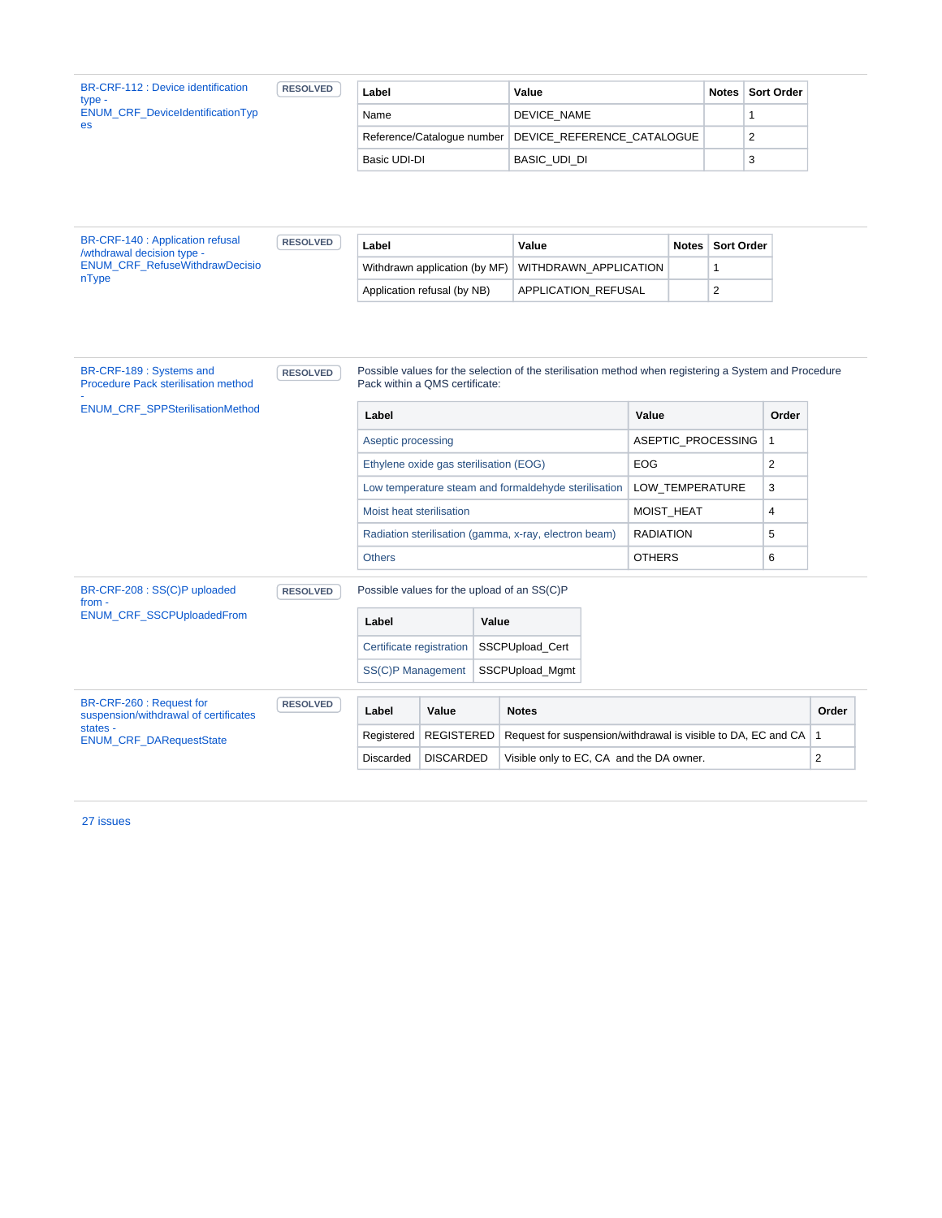BR-CRF-112 : Device identification type - ENUM_CRF_DeviceIdentificationTypes

RESOLVED

| Label | Value | Notes | Sort Order |
| --- | --- | --- | --- |
| Name | DEVICE_NAME | | 1 |
| Reference/Catalogue number | DEVICE_REFERENCE_CATALOGUE | | 2 |
| Basic UDI-DI | BASIC_UDI_DI | | 3 |

BR-CRF-140 : Application refusal /wthdrawal decision type - ENUM_CRF_RefuseWithdrawDecisionType

RESOLVED

| Label | Value | Notes | Sort Order |
| --- | --- | --- | --- |
| Withdrawn application (by MF) | WITHDRAWN_APPLICATION | | 1 |
| Application refusal (by NB) | APPLICATION_REFUSAL | | 2 |

BR-CRF-189 : Systems and Procedure Pack sterilisation method - ENUM_CRF_SPPSterilisationMethod

RESOLVED

Possible values for the selection of the sterilisation method when registering a System and Procedure Pack within a QMS certificate:

| Label | Value | Order |
| --- | --- | --- |
| Aseptic processing | ASEPTIC_PROCESSING | 1 |
| Ethylene oxide gas sterilisation (EOG) | EOG | 2 |
| Low temperature steam and formaldehyde sterilisation | LOW_TEMPERATURE | 3 |
| Moist heat sterilisation | MOIST_HEAT | 4 |
| Radiation sterilisation (gamma, x-ray, electron beam) | RADIATION | 5 |
| Others | OTHERS | 6 |

BR-CRF-208 : SS(C)P uploaded from - ENUM_CRF_SSCPUploadedFrom

RESOLVED

Possible values for the upload of an SS(C)P

| Label | Value |
| --- | --- |
| Certificate registration | SSCPUpload_Cert |
| SS(C)P Management | SSCPUpload_Mgmt |

BR-CRF-260 : Request for suspension/withdrawal of certificates states - ENUM_CRF_DARequestState

RESOLVED

| Label | Value | Notes | Order |
| --- | --- | --- | --- |
| Registered | REGISTERED | Request for suspension/withdrawal is visible to DA, EC and CA | 1 |
| Discarded | DISCARDED | Visible only to EC, CA and the DA owner. | 2 |

27 issues